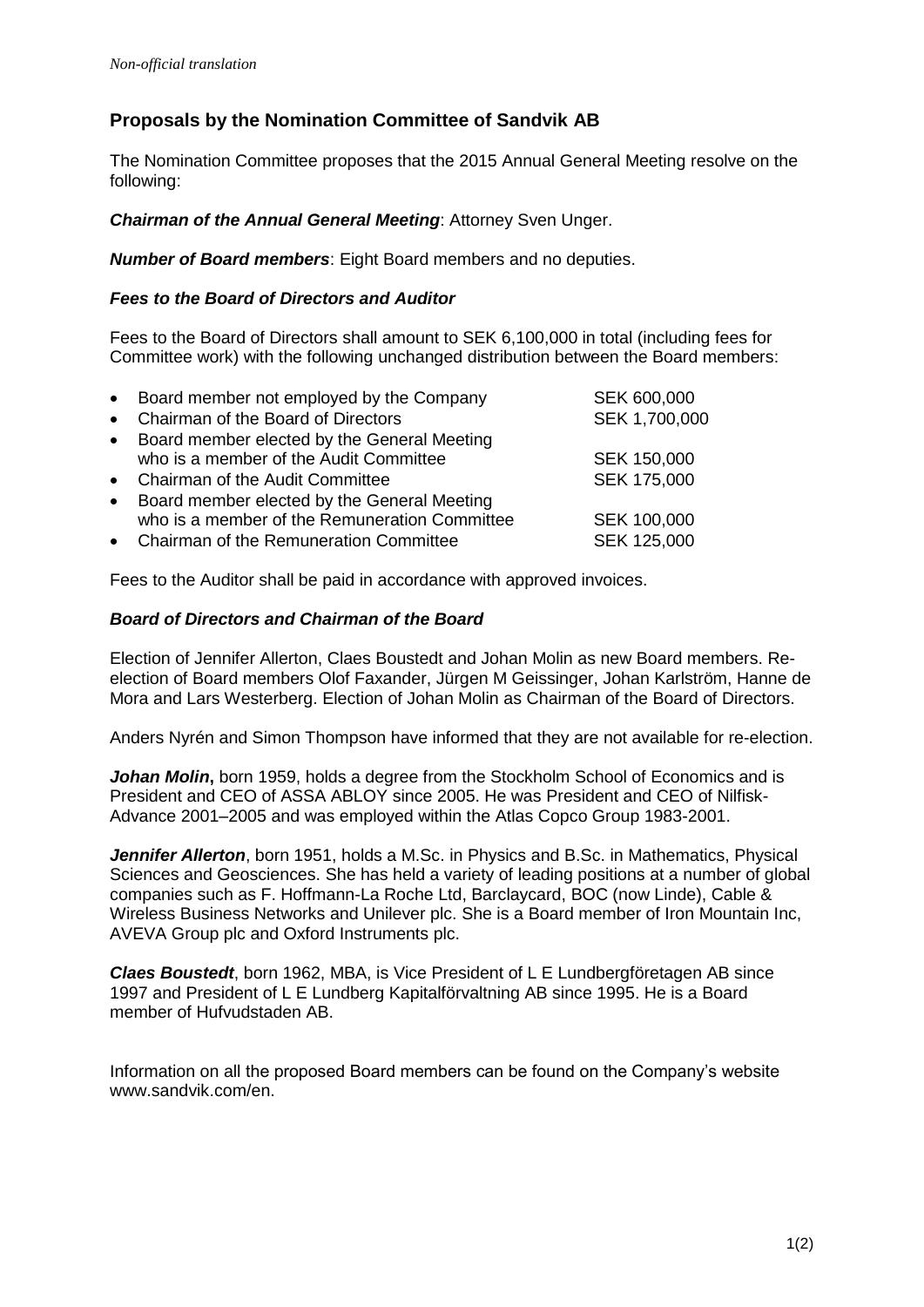*Non-official translation*

## Proposals by the Nomination Committee of Sandvik AB

The Nomination Committee proposes that the 2015 Annual General Meeting resolve on the following:

***Chairman of the Annual General Meeting***: Attorney Sven Unger.

***Number of Board members***: Eight Board members and no deputies.

### *Fees to the Board of Directors and Auditor*

Fees to the Board of Directors shall amount to SEK 6,100,000 in total (including fees for Committee work) with the following unchanged distribution between the Board members:

- Board member not employed by the Company — SEK 600,000
- Chairman of the Board of Directors — SEK 1,700,000
- Board member elected by the General Meeting who is a member of the Audit Committee — SEK 150,000
- Chairman of the Audit Committee — SEK 175,000
- Board member elected by the General Meeting who is a member of the Remuneration Committee — SEK 100,000
- Chairman of the Remuneration Committee — SEK 125,000

Fees to the Auditor shall be paid in accordance with approved invoices.

### *Board of Directors and Chairman of the Board*

Election of Jennifer Allerton, Claes Boustedt and Johan Molin as new Board members. Re-election of Board members Olof Faxander, Jürgen M Geissinger, Johan Karlström, Hanne de Mora and Lars Westerberg. Election of Johan Molin as Chairman of the Board of Directors.

Anders Nyrén and Simon Thompson have informed that they are not available for re-election.

***Johan Molin***, born 1959, holds a degree from the Stockholm School of Economics and is President and CEO of ASSA ABLOY since 2005. He was President and CEO of Nilfisk-Advance 2001–2005 and was employed within the Atlas Copco Group 1983-2001.

***Jennifer Allerton***, born 1951, holds a M.Sc. in Physics and B.Sc. in Mathematics, Physical Sciences and Geosciences. She has held a variety of leading positions at a number of global companies such as F. Hoffmann-La Roche Ltd, Barclaycard, BOC (now Linde), Cable & Wireless Business Networks and Unilever plc. She is a Board member of Iron Mountain Inc, AVEVA Group plc and Oxford Instruments plc.

***Claes Boustedt***, born 1962, MBA, is Vice President of L E Lundbergföretagen AB since 1997 and President of L E Lundberg Kapitalförvaltning AB since 1995. He is a Board member of Hufvudstaden AB.

Information on all the proposed Board members can be found on the Company's website www.sandvik.com/en.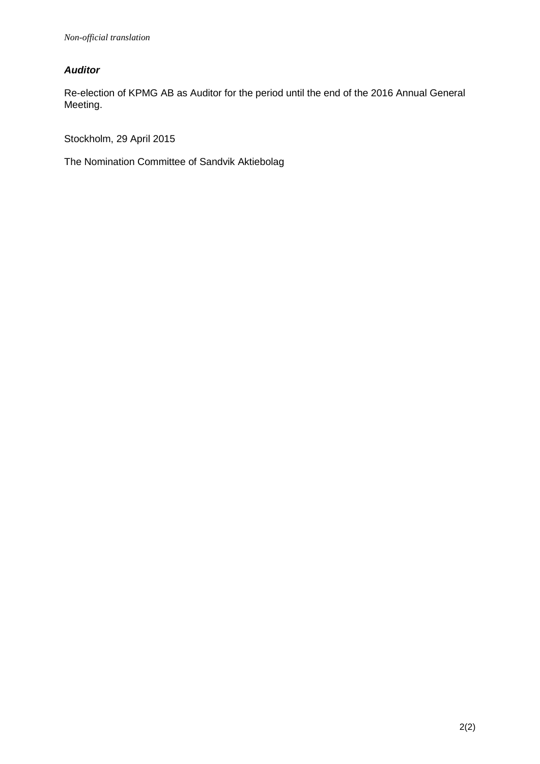*Non-official translation*

***Auditor***

Re-election of KPMG AB as Auditor for the period until the end of the 2016 Annual General Meeting.

Stockholm, 29 April 2015

The Nomination Committee of Sandvik Aktiebolag